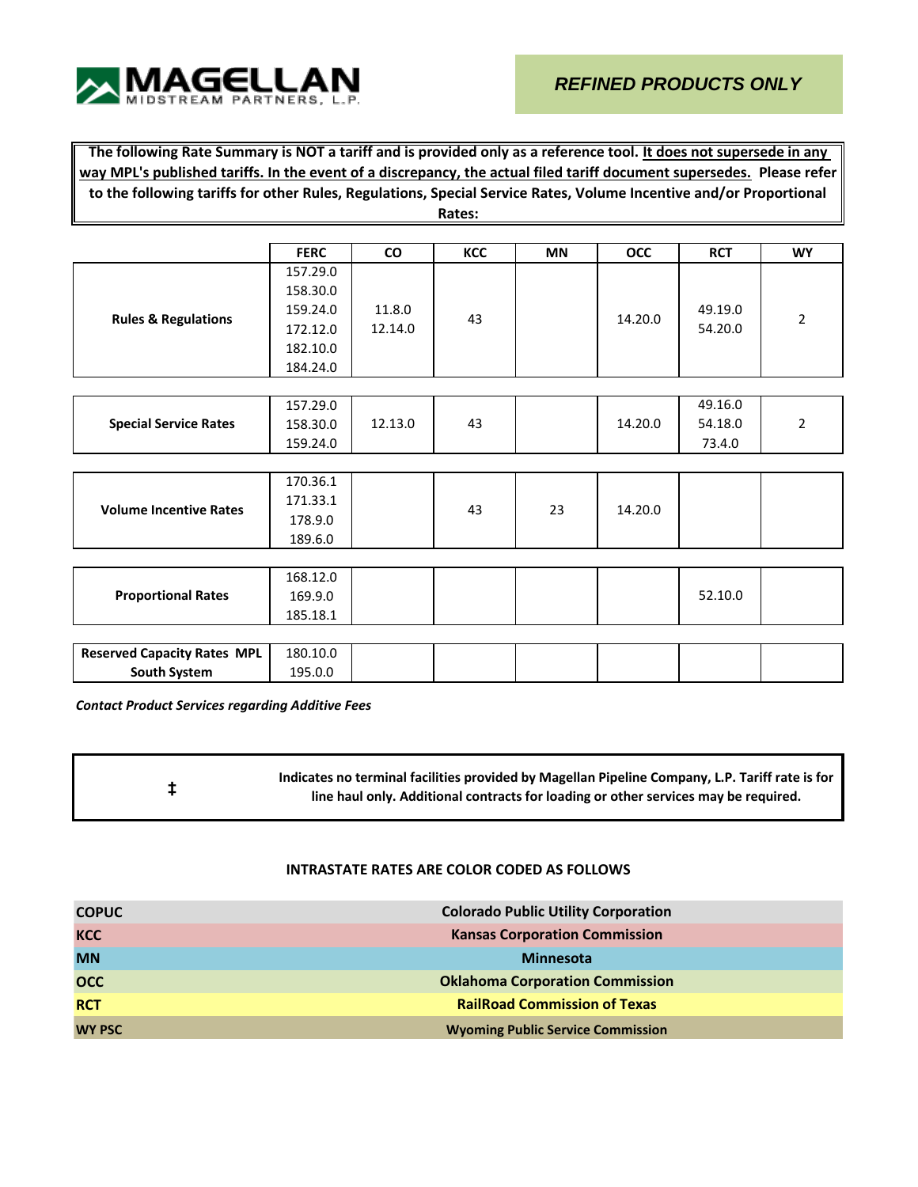MAGELLAN MIDSTREAM PARTNERS, L.P.

*REFINED PRODUCTS ONLY*

**The following Rate Summary is NOT a tariff and is provided only as a reference tool. It does not supersede in any way MPL's published tariffs. In the event of a discrepancy, the actual filed tariff document supersedes. Please refer to the following tariffs for other Rules, Regulations, Special Service Rates, Volume Incentive and/or Proportional Rates:**

| | FERC | CO | KCC | MN | OCC | RCT | WY |
|---|---|---|---|---|---|---|---|
| **Rules & Regulations** | 157.29.0<br>158.30.0<br>159.24.0<br>172.12.0<br>182.10.0<br>184.24.0 | 11.8.0<br>12.14.0 | 43 | | 14.20.0 | 49.19.0<br>54.20.0 | 2 |
| **Special Service Rates** | 157.29.0<br>158.30.0<br>159.24.0 | 12.13.0 | 43 | | 14.20.0 | 49.16.0<br>54.18.0<br>73.4.0 | 2 |
| **Volume Incentive Rates** | 170.36.1<br>171.33.1<br>178.9.0<br>189.6.0 | | 43 | 23 | 14.20.0 | | |
| **Proportional Rates** | 168.12.0<br>169.9.0<br>185.18.1 | | | | | 52.10.0 | |
| **Reserved Capacity Rates MPL South System** | 180.10.0<br>195.0.0 | | | | | | |

***Contact Product Services regarding Additive Fees***

| | |
|---|---|
| **‡** | **Indicates no terminal facilities provided by Magellan Pipeline Company, L.P. Tariff rate is for line haul only. Additional contracts for loading or other services may be required.** |

**INTRASTATE RATES ARE COLOR CODED AS FOLLOWS**

| | |
|---|---|
| **COPUC** | **Colorado Public Utility Corporation** |
| **KCC** | **Kansas Corporation Commission** |
| **MN** | **Minnesota** |
| **OCC** | **Oklahoma Corporation Commission** |
| **RCT** | **RailRoad Commission of Texas** |
| **WY PSC** | **Wyoming Public Service Commission** |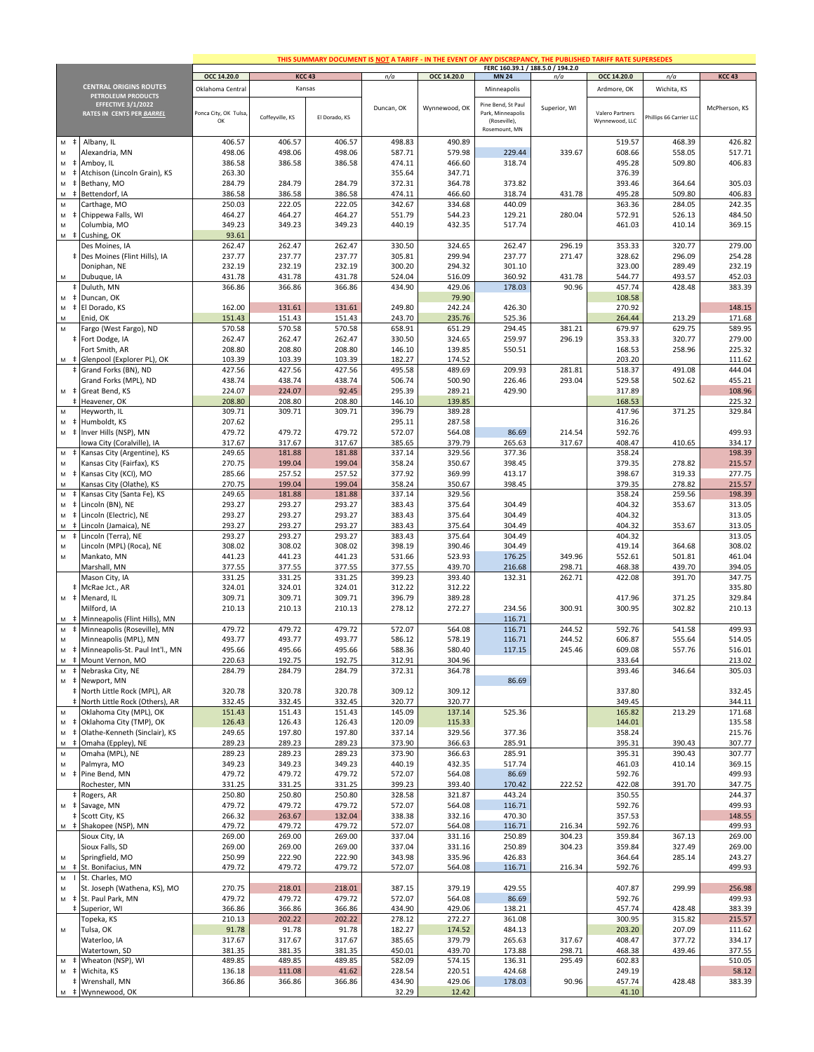**THIS SUMMARY DOCUMENT IS NOT A TARIFF - IN THE EVENT OF ANY DISCREPANCY, THE PUBLISHED TARIFF RATE SUPERSEDES**

| | CENTRAL ORIGINS ROUTES PETROLEUM PRODUCTS EFFECTIVE 3/1/2022 RATES IN CENTS PER BARREL | FERC 160.39.1 / 188.5.0 / 194.2.0 | | | | | | | | | |
|---|---|---|---|---|---|---|---|---|---|---|---|
| | | OCC 14.20.0 | KCC 43 | | n/a | OCC 14.20.0 | MN 24 | n/a | OCC 14.20.0 | n/a | KCC 43 |
| | | Oklahoma Central | Kansas | | | | Minneapolis | | Ardmore, OK | Wichita, KS | |
| | | Ponca City, OK Tulsa, OK | Coffeyville, KS | El Dorado, KS | Duncan, OK | Wynnewood, OK | Pine Bend, St Paul Park, Minneapolis (Roseville), Rosemount, MN | Superior, WI | Valero Partners Wynnewood, LLC | Phillips 66 Carrier LLC | McPherson, KS |
| M ‡ | Albany, IL | 406.57 | 406.57 | 406.57 | 498.83 | 490.89 | | | 519.57 | 468.39 | 426.82 |
| M | Alexandria, MN | 498.06 | 498.06 | 498.06 | 587.71 | 579.98 | 229.44 | 339.67 | 608.66 | 558.05 | 517.71 |
| M ‡ | Amboy, IL | 386.58 | 386.58 | 386.58 | 474.11 | 466.60 | 318.74 | | 495.28 | 509.80 | 406.83 |
| M ‡ | Atchison (Lincoln Grain), KS | 263.30 | | | 355.64 | 347.71 | | | 376.39 | | |
| M ‡ | Bethany, MO | 284.79 | 284.79 | 284.79 | 372.31 | 364.78 | 373.82 | | 393.46 | 364.64 | 305.03 |
| M ‡ | Bettendorf, IA | 386.58 | 386.58 | 386.58 | 474.11 | 466.60 | 318.74 | 431.78 | 495.28 | 509.80 | 406.83 |
| M | Carthage, MO | 250.03 | 222.05 | 222.05 | 342.67 | 334.68 | 440.09 | | 363.36 | 284.05 | 242.35 |
| M ‡ | Chippewa Falls, WI | 464.27 | 464.27 | 464.27 | 551.79 | 544.23 | 129.21 | 280.04 | 572.91 | 526.13 | 484.50 |
| M | Columbia, MO | 349.23 | 349.23 | 349.23 | 440.19 | 432.35 | 517.74 | | 461.03 | 410.14 | 369.15 |
| M ‡ | Cushing, OK | 93.61 | | | | | | | | | |
| | Des Moines, IA | 262.47 | 262.47 | 262.47 | 330.50 | 324.65 | 262.47 | 296.19 | 353.33 | 320.77 | 279.00 |
| ‡ | Des Moines (Flint Hills), IA | 237.77 | 237.77 | 237.77 | 305.81 | 299.94 | 237.77 | 271.47 | 328.62 | 296.09 | 254.28 |
| | Doniphan, NE | 232.19 | 232.19 | 232.19 | 300.20 | 294.32 | 301.10 | | 323.00 | 289.49 | 232.19 |
| M | Dubuque, IA | 431.78 | 431.78 | 431.78 | 524.04 | 516.09 | 360.92 | 431.78 | 544.77 | 493.57 | 452.03 |
| ‡ | Duluth, MN | 366.86 | 366.86 | 366.86 | 434.90 | 429.06 | 178.03 | 90.96 | 457.74 | 428.48 | 383.39 |
| M ‡ | Duncan, OK | | | | | 79.90 | | | 108.58 | | |
| M ‡ | El Dorado, KS | 162.00 | 131.61 | 131.61 | 249.80 | 242.24 | 426.30 | | 270.92 | 213.29 | 148.15 |
| M | Enid, OK | 151.43 | 151.43 | 151.43 | 243.70 | 235.76 | 525.36 | | 264.44 | 213.29 | 171.68 |
| M | Fargo (West Fargo), ND | 570.58 | 570.58 | 570.58 | 658.91 | 651.29 | 294.45 | 381.21 | 679.97 | 629.75 | 589.95 |
| ‡ | Fort Dodge, IA | 262.47 | 262.47 | 262.47 | 330.50 | 324.65 | 259.97 | 296.19 | 353.33 | 320.77 | 279.00 |
| | Fort Smith, AR | 208.80 | 208.80 | 208.80 | 146.10 | 139.85 | 550.51 | | 168.53 | 258.96 | 225.32 |
| M ‡ | Glenpool (Explorer PL), OK | 103.39 | 103.39 | 103.39 | 182.27 | 174.52 | | | 203.20 | | 111.62 |
| ‡ | Grand Forks (BN), ND | 427.56 | 427.56 | 427.56 | 495.58 | 489.69 | 209.93 | 281.81 | 518.37 | 491.08 | 444.04 |
| | Grand Forks (MPL), ND | 438.74 | 438.74 | 438.74 | 506.74 | 500.90 | 226.46 | 293.04 | 529.58 | 502.62 | 455.21 |
| M ‡ | Great Bend, KS | 224.07 | 224.07 | 92.45 | 295.39 | 289.21 | 429.90 | | 317.89 | | 108.96 |
| ‡ | Heavener, OK | 208.80 | 208.80 | 208.80 | 146.10 | 139.85 | | | 168.53 | | 225.32 |
| M | Heyworth, IL | 309.71 | 309.71 | 309.71 | 396.79 | 389.28 | | | 417.96 | 371.25 | 329.84 |
| M ‡ | Humboldt, KS | 207.62 | | | 295.11 | 287.58 | | | 316.26 | | |
| M ‡ | Inver Hills (NSP), MN | 479.72 | 479.72 | 479.72 | 572.07 | 564.08 | 86.69 | 214.54 | 592.76 | | 499.93 |
| | Iowa City (Coralville), IA | 317.67 | 317.67 | 317.67 | 385.65 | 379.79 | 265.63 | 317.67 | 408.47 | 410.65 | 334.17 |
| M ‡ | Kansas City (Argentine), KS | 249.65 | 181.88 | 181.88 | 337.14 | 329.56 | 377.36 | | 358.24 | | 198.39 |
| M | Kansas City (Fairfax), KS | 270.75 | 199.04 | 199.04 | 358.24 | 350.67 | 398.45 | | 379.35 | 278.82 | 215.57 |
| M ‡ | Kansas City (KCI), MO | 285.66 | 257.52 | 257.52 | 377.92 | 369.99 | 413.17 | | 398.67 | 319.33 | 277.75 |
| M | Kansas City (Olathe), KS | 270.75 | 199.04 | 199.04 | 358.24 | 350.67 | 398.45 | | 379.35 | 278.82 | 215.57 |
| M ‡ | Kansas City (Santa Fe), KS | 249.65 | 181.88 | 181.88 | 337.14 | 329.56 | | | 358.24 | 259.56 | 198.39 |
| M ‡ | Lincoln (BN), NE | 293.27 | 293.27 | 293.27 | 383.43 | 375.64 | 304.49 | | 404.32 | 353.67 | 313.05 |
| M ‡ | Lincoln (Electric), NE | 293.27 | 293.27 | 293.27 | 383.43 | 375.64 | 304.49 | | 404.32 | | 313.05 |
| M ‡ | Lincoln (Jamaica), NE | 293.27 | 293.27 | 293.27 | 383.43 | 375.64 | 304.49 | | 404.32 | 353.67 | 313.05 |
| M ‡ | Lincoln (Terra), NE | 293.27 | 293.27 | 293.27 | 383.43 | 375.64 | 304.49 | | 404.32 | | 313.05 |
| M | Lincoln (MPL) (Roca), NE | 308.02 | 308.02 | 308.02 | 398.19 | 390.46 | 304.49 | | 419.14 | 364.68 | 308.02 |
| M | Mankato, MN | 441.23 | 441.23 | 441.23 | 531.66 | 523.93 | 176.25 | 349.96 | 552.61 | 501.81 | 461.04 |
| | Marshall, MN | 377.55 | 377.55 | 377.55 | 377.55 | 439.70 | 216.68 | 298.71 | 468.38 | 439.70 | 394.05 |
| | Mason City, IA | 331.25 | 331.25 | 331.25 | 399.23 | 393.40 | 132.31 | 262.71 | 422.08 | 391.70 | 347.75 |
| ‡ | McRae Jct., AR | 324.01 | 324.01 | 324.01 | 312.22 | 312.22 | | | | | 335.80 |
| M ‡ | Menard, IL | 309.71 | 309.71 | 309.71 | 396.79 | 389.28 | | | 417.96 | 371.25 | 329.84 |
| | Milford, IA | 210.13 | 210.13 | 210.13 | 278.12 | 272.27 | 234.56 | 300.91 | 300.95 | 302.82 | 210.13 |
| M ‡ | Minneapolis (Flint Hills), MN | | | | | | 116.71 | | | | |
| M ‡ | Minneapolis (Roseville), MN | 479.72 | 479.72 | 479.72 | 572.07 | 564.08 | 116.71 | 244.52 | 592.76 | 541.58 | 499.93 |
| M | Minneapolis (MPL), MN | 493.77 | 493.77 | 493.77 | 586.12 | 578.19 | 116.71 | 244.52 | 606.87 | 555.64 | 514.05 |
| M ‡ | Minneapolis-St. Paul Int'l., MN | 495.66 | 495.66 | 495.66 | 588.36 | 580.40 | 117.15 | 245.46 | 609.08 | 557.76 | 516.01 |
| M ‡ | Mount Vernon, MO | 220.63 | 192.75 | 192.75 | 312.91 | 304.96 | | | 333.64 | | 213.02 |
| M ‡ | Nebraska City, NE | 284.79 | 284.79 | 284.79 | 372.31 | 364.78 | | | 393.46 | 346.64 | 305.03 |
| M ‡ | Newport, MN | | | | | | 86.69 | | | | |
| ‡ | North Little Rock (MPL), AR | 320.78 | 320.78 | 320.78 | 309.12 | 309.12 | | | 337.80 | | 332.45 |
| ‡ | North Little Rock (Others), AR | 332.45 | 332.45 | 332.45 | 320.77 | 320.77 | | | 349.45 | | 344.11 |
| M | Oklahoma City (MPL), OK | 151.43 | 151.43 | 151.43 | 145.09 | 137.14 | 525.36 | | 165.82 | 213.29 | 171.68 |
| M ‡ | Oklahoma City (TMP), OK | 126.43 | 126.43 | 126.43 | 120.09 | 115.33 | | | 144.01 | | 135.58 |
| M ‡ | Olathe-Kenneth (Sinclair), KS | 249.65 | 197.80 | 197.80 | 337.14 | 329.56 | 377.36 | | 358.24 | | 215.76 |
| M ‡ | Omaha (Eppley), NE | 289.23 | 289.23 | 289.23 | 373.90 | 366.63 | 285.91 | | 395.31 | 390.43 | 307.77 |
| M | Omaha (MPL), NE | 289.23 | 289.23 | 289.23 | 373.90 | 366.63 | 285.91 | | 395.31 | 390.43 | 307.77 |
| M | Palmyra, MO | 349.23 | 349.23 | 349.23 | 440.19 | 432.35 | 517.74 | | 461.03 | 410.14 | 369.15 |
| M ‡ | Pine Bend, MN | 479.72 | 479.72 | 479.72 | 572.07 | 564.08 | 86.69 | | 592.76 | | 499.93 |
| | Rochester, MN | 331.25 | 331.25 | 331.25 | 399.23 | 393.40 | 170.42 | 222.52 | 422.08 | 391.70 | 347.75 |
| ‡ | Rogers, AR | 250.80 | 250.80 | 250.80 | 328.58 | 321.87 | 443.24 | | 350.55 | | 244.37 |
| M ‡ | Savage, MN | 479.72 | 479.72 | 479.72 | 572.07 | 564.08 | 116.71 | | 592.76 | | 499.93 |
| ‡ | Scott City, KS | 266.32 | 263.67 | 132.04 | 338.38 | 332.16 | 470.30 | | 357.53 | | 148.55 |
| M ‡ | Shakopee (NSP), MN | 479.72 | 479.72 | 479.72 | 572.07 | 564.08 | 116.71 | 216.34 | 592.76 | | 499.93 |
| | Sioux City, IA | 269.00 | 269.00 | 269.00 | 337.04 | 331.16 | 250.89 | 304.23 | 359.84 | 367.13 | 269.00 |
| | Sioux Falls, SD | 269.00 | 269.00 | 269.00 | 337.04 | 331.16 | 250.89 | 304.23 | 359.84 | 327.49 | 269.00 |
| M | Springfield, MO | 250.99 | 222.90 | 222.90 | 343.98 | 335.96 | 426.83 | | 364.64 | 285.14 | 243.27 |
| M ‡ | St. Bonifacius, MN | 479.72 | 479.72 | 479.72 | 572.07 | 564.08 | 116.71 | 216.34 | 592.76 | | 499.93 |
| M I | St. Charles, MO | | | | | | | | | | |
| M | St. Joseph (Wathena, KS), MO | 270.75 | 218.01 | 218.01 | 387.15 | 379.19 | 429.55 | | 407.87 | 299.99 | 256.98 |
| M ‡ | St. Paul Park, MN | 479.72 | 479.72 | 479.72 | 572.07 | 564.08 | 86.69 | | 592.76 | | 499.93 |
| ‡ | Superior, WI | 366.86 | 366.86 | 366.86 | 434.90 | 429.06 | 138.21 | | 457.74 | 428.48 | 383.39 |
| | Topeka, KS | 210.13 | 202.22 | 202.22 | 278.12 | 272.27 | 361.08 | | 300.95 | 315.82 | 215.57 |
| M | Tulsa, OK | 91.78 | 91.78 | 91.78 | 182.27 | 174.52 | 484.13 | | 203.20 | 207.09 | 111.62 |
| | Waterloo, IA | 317.67 | 317.67 | 317.67 | 385.65 | 379.79 | 265.63 | 317.67 | 408.47 | 377.72 | 334.17 |
| | Watertown, SD | 381.35 | 381.35 | 381.35 | 450.01 | 439.70 | 173.88 | 298.71 | 468.38 | 439.46 | 377.55 |
| M ‡ | Wheaton (NSP), WI | 489.85 | 489.85 | 489.85 | 582.09 | 574.15 | 136.31 | 295.49 | 602.83 | | 510.05 |
| M ‡ | Wichita, KS | 136.18 | 111.08 | 41.62 | 228.54 | 220.51 | 424.68 | | 249.19 | | 58.12 |
| ‡ | Wrenshall, MN | 366.86 | 366.86 | 366.86 | 434.90 | 429.06 | 178.03 | 90.96 | 457.74 | 428.48 | 383.39 |
| M ‡ | Wynnewood, OK | | | | 32.29 | 12.42 | | | 41.10 | | |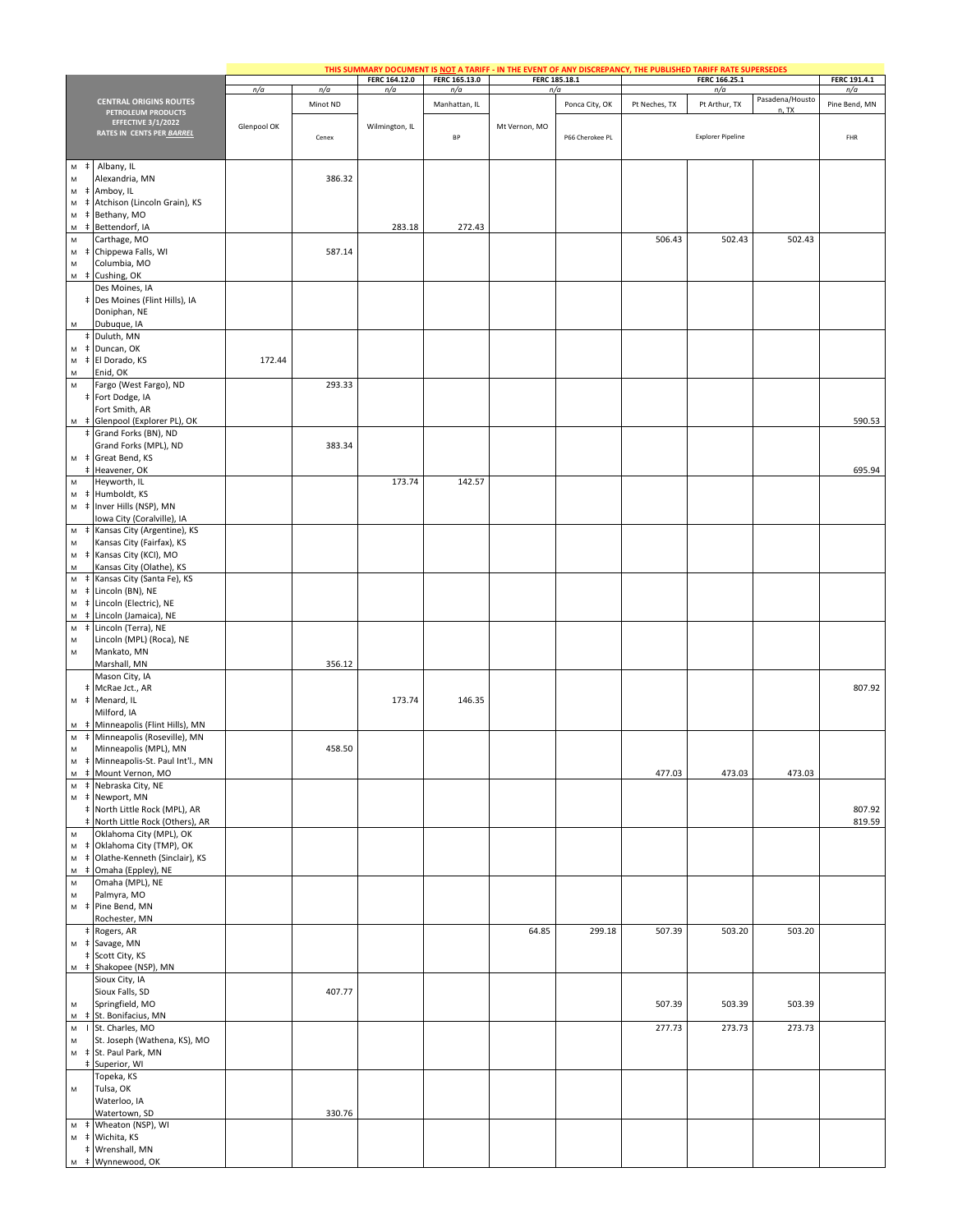THIS SUMMARY DOCUMENT IS **NOT** A TARIFF - IN THE EVENT OF ANY DISCREPANCY, THE PUBLISHED TARIFF RATE SUPERSEDES

| CENTRAL ORIGINS ROUTES PETROLEUM PRODUCTS EFFECTIVE 3/1/2022 RATES IN CENTS PER BARREL | | | | FERC 164.12.0 | FERC 165.13.0 | FERC 185.18.1 | | FERC 166.25.1 | | | FERC 191.4.1 |
|---|---|---|---|---|---|---|---|---|---|---|---|
| | | n/a | n/a | n/a | n/a | n/a | | n/a | | | n/a |
| | | | Minot ND | | Manhattan, IL | | Ponca City, OK | Pt Neches, TX | Pt Arthur, TX | Pasadena/Houston, TX | Pine Bend, MN |
| | | Glenpool OK | Cenex | Wilmington, IL | BP | Mt Vernon, MO | P66 Cherokee PL | Explorer Pipeline | | | FHR |
| M ‡ | Albany, IL | | | | | | | | | | |
| M | Alexandria, MN | | 386.32 | | | | | | | | |
| M ‡ | Amboy, IL | | | | | | | | | | |
| M ‡ | Atchison (Lincoln Grain), KS | | | | | | | | | | |
| M ‡ | Bethany, MO | | | | | | | | | | |
| M ‡ | Bettendorf, IA | | | 283.18 | 272.43 | | | | | | |
| M | Carthage, MO | | | | | | | 506.43 | 502.43 | 502.43 | |
| M ‡ | Chippewa Falls, WI | | 587.14 | | | | | | | | |
| M | Columbia, MO | | | | | | | | | | |
| M ‡ | Cushing, OK | | | | | | | | | | |
| | Des Moines, IA | | | | | | | | | | |
| ‡ | Des Moines (Flint Hills), IA | | | | | | | | | | |
| | Doniphan, NE | | | | | | | | | | |
| M | Dubuque, IA | | | | | | | | | | |
| ‡ | Duluth, MN | | | | | | | | | | |
| M ‡ | Duncan, OK | | | | | | | | | | |
| M ‡ | El Dorado, KS | 172.44 | | | | | | | | | |
| M | Enid, OK | | | | | | | | | | |
| M | Fargo (West Fargo), ND | | 293.33 | | | | | | | | |
| ‡ | Fort Dodge, IA | | | | | | | | | | |
| | Fort Smith, AR | | | | | | | | | | |
| M ‡ | Glenpool (Explorer PL), OK | | | | | | | | | | 590.53 |
| ‡ | Grand Forks (BN), ND | | | | | | | | | | |
| | Grand Forks (MPL), ND | | 383.34 | | | | | | | | |
| M ‡ | Great Bend, KS | | | | | | | | | | |
| ‡ | Heavener, OK | | | | | | | | | | 695.94 |
| M | Heyworth, IL | | | 173.74 | 142.57 | | | | | | |
| M ‡ | Humboldt, KS | | | | | | | | | | |
| M ‡ | Inver Hills (NSP), MN | | | | | | | | | | |
| | Iowa City (Coralville), IA | | | | | | | | | | |
| M ‡ | Kansas City (Argentine), KS | | | | | | | | | | |
| M | Kansas City (Fairfax), KS | | | | | | | | | | |
| M ‡ | Kansas City (KCI), MO | | | | | | | | | | |
| M | Kansas City (Olathe), KS | | | | | | | | | | |
| M ‡ | Kansas City (Santa Fe), KS | | | | | | | | | | |
| M ‡ | Lincoln (BN), NE | | | | | | | | | | |
| M ‡ | Lincoln (Electric), NE | | | | | | | | | | |
| M ‡ | Lincoln (Jamaica), NE | | | | | | | | | | |
| M ‡ | Lincoln (Terra), NE | | | | | | | | | | |
| M | Lincoln (MPL) (Roca), NE | | | | | | | | | | |
| M | Mankato, MN | | | | | | | | | | |
| | Marshall, MN | | 356.12 | | | | | | | | |
| | Mason City, IA | | | | | | | | | | |
| ‡ | McRae Jct., AR | | | | | | | | | | 807.92 |
| M ‡ | Menard, IL | | | 173.74 | 146.35 | | | | | | |
| | Milford, IA | | | | | | | | | | |
| M ‡ | Minneapolis (Flint Hills), MN | | | | | | | | | | |
| M ‡ | Minneapolis (Roseville), MN | | | | | | | | | | |
| M | Minneapolis (MPL), MN | | 458.50 | | | | | | | | |
| M ‡ | Minneapolis-St. Paul Int'l., MN | | | | | | | | | | |
| M ‡ | Mount Vernon, MO | | | | | | | 477.03 | 473.03 | 473.03 | |
| M ‡ | Nebraska City, NE | | | | | | | | | | |
| M ‡ | Newport, MN | | | | | | | | | | |
| ‡ | North Little Rock (MPL), AR | | | | | | | | | | 807.92 |
| ‡ | North Little Rock (Others), AR | | | | | | | | | | 819.59 |
| M | Oklahoma City (MPL), OK | | | | | | | | | | |
| M ‡ | Oklahoma City (TMP), OK | | | | | | | | | | |
| M ‡ | Olathe-Kenneth (Sinclair), KS | | | | | | | | | | |
| M ‡ | Omaha (Eppley), NE | | | | | | | | | | |
| M | Omaha (MPL), NE | | | | | | | | | | |
| M | Palmyra, MO | | | | | | | | | | |
| M ‡ | Pine Bend, MN | | | | | | | | | | |
| | Rochester, MN | | | | | | | | | | |
| ‡ | Rogers, AR | | | | | 64.85 | 299.18 | 507.39 | 503.20 | 503.20 | |
| M ‡ | Savage, MN | | | | | | | | | | |
| ‡ | Scott City, KS | | | | | | | | | | |
| M ‡ | Shakopee (NSP), MN | | | | | | | | | | |
| | Sioux City, IA | | | | | | | | | | |
| | Sioux Falls, SD | | 407.77 | | | | | | | | |
| M | Springfield, MO | | | | | | | 507.39 | 503.39 | 503.39 | |
| M ‡ | St. Bonifacius, MN | | | | | | | | | | |
| M I | St. Charles, MO | | | | | | | 277.73 | 273.73 | 273.73 | |
| M | St. Joseph (Wathena, KS), MO | | | | | | | | | | |
| M ‡ | St. Paul Park, MN | | | | | | | | | | |
| ‡ | Superior, WI | | | | | | | | | | |
| | Topeka, KS | | | | | | | | | | |
| M | Tulsa, OK | | | | | | | | | | |
| | Waterloo, IA | | | | | | | | | | |
| | Watertown, SD | | 330.76 | | | | | | | | |
| M ‡ | Wheaton (NSP), WI | | | | | | | | | | |
| M ‡ | Wichita, KS | | | | | | | | | | |
| ‡ | Wrenshall, MN | | | | | | | | | | |
| M ‡ | Wynnewood, OK | | | | | | | | | | |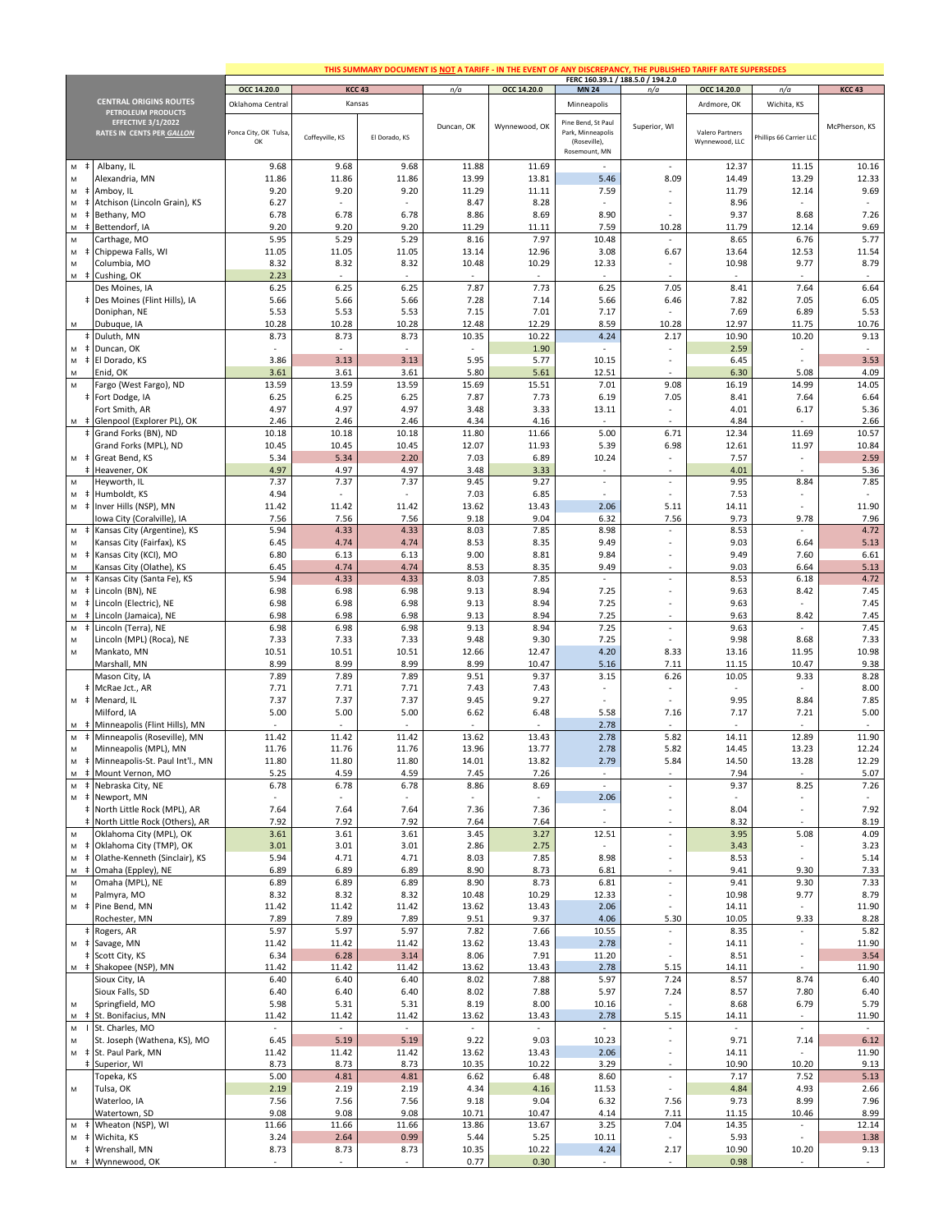**THIS SUMMARY DOCUMENT IS NOT A TARIFF - IN THE EVENT OF ANY DISCREPANCY, THE PUBLISHED TARIFF RATE SUPERSEDES**

| | | | | | | | FERC 160.39.1 / 188.5.0 / 194.2.0 | | | | |
|---|---|---|---|---|---|---|---|---|---|---|---|
| | | OCC 14.20.0 | KCC 43 | | n/a | OCC 14.20.0 | MN 24 | n/a | OCC 14.20.0 | n/a | KCC 43 |
| | **CENTRAL ORIGINS ROUTES PETROLEUM PRODUCTS EFFECTIVE 3/1/2022 RATES IN CENTS PER GALLON** | Oklahoma Central | Kansas | | | | Minneapolis | | Ardmore, OK | Wichita, KS | |
| | | Ponca City, OK Tulsa, OK | Coffeyville, KS | El Dorado, KS | Duncan, OK | Wynnewood, OK | Pine Bend, St Paul Park, Minneapolis (Roseville), Rosemount, MN | Superior, WI | Valero Partners Wynnewood, LLC | Phillips 66 Carrier LLC | McPherson, KS |
| M ‡ | Albany, IL | 9.68 | 9.68 | 9.68 | 11.88 | 11.69 | - | - | 12.37 | 11.15 | 10.16 |
| M | Alexandria, MN | 11.86 | 11.86 | 11.86 | 13.99 | 13.81 | 5.46 | 8.09 | 14.49 | 13.29 | 12.33 |
| M ‡ | Amboy, IL | 9.20 | 9.20 | 9.20 | 11.29 | 11.11 | 7.59 | - | 11.79 | 12.14 | 9.69 |
| M ‡ | Atchison (Lincoln Grain), KS | 6.27 | - | - | 8.47 | 8.28 | - | - | 8.96 | - | - |
| M ‡ | Bethany, MO | 6.78 | 6.78 | 6.78 | 8.86 | 8.69 | 8.90 | - | 9.37 | 8.68 | 7.26 |
| M ‡ | Bettendorf, IA | 9.20 | 9.20 | 9.20 | 11.29 | 11.11 | 7.59 | 10.28 | 11.79 | 12.14 | 9.69 |
| M | Carthage, MO | 5.95 | 5.29 | 5.29 | 8.16 | 7.97 | 10.48 | - | 8.65 | 6.76 | 5.77 |
| M ‡ | Chippewa Falls, WI | 11.05 | 11.05 | 11.05 | 13.14 | 12.96 | 3.08 | 6.67 | 13.64 | 12.53 | 11.54 |
| M | Columbia, MO | 8.32 | 8.32 | 8.32 | 10.48 | 10.29 | 12.33 | - | 10.98 | 9.77 | 8.79 |
| M ‡ | Cushing, OK | 2.23 | - | - | - | - | - | - | - | - | - |
| | Des Moines, IA | 6.25 | 6.25 | 6.25 | 7.87 | 7.73 | 6.25 | 7.05 | 8.41 | 7.64 | 6.64 |
| ‡ | Des Moines (Flint Hills), IA | 5.66 | 5.66 | 5.66 | 7.28 | 7.14 | 5.66 | 6.46 | 7.82 | 7.05 | 6.05 |
| | Doniphan, NE | 5.53 | 5.53 | 5.53 | 7.15 | 7.01 | 7.17 | - | 7.69 | 6.89 | 5.53 |
| M | Dubuque, IA | 10.28 | 10.28 | 10.28 | 12.48 | 12.29 | 8.59 | 10.28 | 12.97 | 11.75 | 10.76 |
| ‡ | Duluth, MN | 8.73 | 8.73 | 8.73 | 10.35 | 10.22 | 4.24 | 2.17 | 10.90 | 10.20 | 9.13 |
| M ‡ | Duncan, OK | - | - | - | - | 1.90 | - | - | 2.59 | - | - |
| M ‡ | El Dorado, KS | 3.86 | 3.13 | 3.13 | 5.95 | 5.77 | 10.15 | - | 6.45 | - | 3.53 |
| M | Enid, OK | 3.61 | 3.61 | 3.61 | 5.80 | 5.61 | 12.51 | - | 6.30 | 5.08 | 4.09 |
| M | Fargo (West Fargo), ND | 13.59 | 13.59 | 13.59 | 15.69 | 15.51 | 7.01 | 9.08 | 16.19 | 14.99 | 14.05 |
| ‡ | Fort Dodge, IA | 6.25 | 6.25 | 6.25 | 7.87 | 7.73 | 6.19 | 7.05 | 8.41 | 7.64 | 6.64 |
| | Fort Smith, AR | 4.97 | 4.97 | 4.97 | 3.48 | 3.33 | 13.11 | - | 4.01 | 6.17 | 5.36 |
| M ‡ | Glenpool (Explorer PL), OK | 2.46 | 2.46 | 2.46 | 4.34 | 4.16 | - | - | 4.84 | - | 2.66 |
| ‡ | Grand Forks (BN), ND | 10.18 | 10.18 | 10.18 | 11.80 | 11.66 | 5.00 | 6.71 | 12.34 | 11.69 | 10.57 |
| | Grand Forks (MPL), ND | 10.45 | 10.45 | 10.45 | 12.07 | 11.93 | 5.39 | 6.98 | 12.61 | 11.97 | 10.84 |
| M ‡ | Great Bend, KS | 5.34 | 5.34 | 2.20 | 7.03 | 6.89 | 10.24 | - | 7.57 | - | 2.59 |
| ‡ | Heavener, OK | 4.97 | 4.97 | 4.97 | 3.48 | 3.33 | - | - | 4.01 | - | 5.36 |
| M | Heyworth, IL | 7.37 | 7.37 | 7.37 | 9.45 | 9.27 | - | - | 9.95 | 8.84 | 7.85 |
| M ‡ | Humboldt, KS | 4.94 | - | - | 7.03 | 6.85 | - | - | 7.53 | - | - |
| M ‡ | Inver Hills (NSP), MN | 11.42 | 11.42 | 11.42 | 13.62 | 13.43 | 2.06 | 5.11 | 14.11 | - | 11.90 |
| | Iowa City (Coralville), IA | 7.56 | 7.56 | 7.56 | 9.18 | 9.04 | 6.32 | 7.56 | 9.73 | 9.78 | 7.96 |
| M ‡ | Kansas City (Argentine), KS | 5.94 | 4.33 | 4.33 | 8.03 | 7.85 | 8.98 | - | 8.53 | - | 4.72 |
| M | Kansas City (Fairfax), KS | 6.45 | 4.74 | 4.74 | 8.53 | 8.35 | 9.49 | - | 9.03 | 6.64 | 5.13 |
| M ‡ | Kansas City (KCI), MO | 6.80 | 6.13 | 6.13 | 9.00 | 8.81 | 9.84 | - | 9.49 | 7.60 | 6.61 |
| M | Kansas City (Olathe), KS | 6.45 | 4.74 | 4.74 | 8.53 | 8.35 | 9.49 | - | 9.03 | 6.64 | 5.13 |
| M ‡ | Kansas City (Santa Fe), KS | 5.94 | 4.33 | 4.33 | 8.03 | 7.85 | - | - | 8.53 | 6.18 | 4.72 |
| M ‡ | Lincoln (BN), NE | 6.98 | 6.98 | 6.98 | 9.13 | 8.94 | 7.25 | - | 9.63 | 8.42 | 7.45 |
| M ‡ | Lincoln (Electric), NE | 6.98 | 6.98 | 6.98 | 9.13 | 8.94 | 7.25 | - | 9.63 | - | 7.45 |
| M ‡ | Lincoln (Jamaica), NE | 6.98 | 6.98 | 6.98 | 9.13 | 8.94 | 7.25 | - | 9.63 | 8.42 | 7.45 |
| M ‡ | Lincoln (Terra), NE | 6.98 | 6.98 | 6.98 | 9.13 | 8.94 | 7.25 | - | 9.63 | - | 7.45 |
| M | Lincoln (MPL) (Roca), NE | 7.33 | 7.33 | 7.33 | 9.48 | 9.30 | 7.25 | - | 9.98 | 8.68 | 7.33 |
| M | Mankato, MN | 10.51 | 10.51 | 10.51 | 12.66 | 12.47 | 4.20 | 8.33 | 13.16 | 11.95 | 10.98 |
| | Marshall, MN | 8.99 | 8.99 | 8.99 | 8.99 | 10.47 | 5.16 | 7.11 | 11.15 | 10.47 | 9.38 |
| | Mason City, IA | 7.89 | 7.89 | 7.89 | 9.51 | 9.37 | 3.15 | 6.26 | 10.05 | 9.33 | 8.28 |
| ‡ | McRae Jct., AR | 7.71 | 7.71 | 7.71 | 7.43 | 7.43 | - | - | - | - | 8.00 |
| M ‡ | Menard, IL | 7.37 | 7.37 | 7.37 | 9.45 | 9.27 | - | - | 9.95 | 8.84 | 7.85 |
| | Milford, IA | 5.00 | 5.00 | 5.00 | 6.62 | 6.48 | 5.58 | 7.16 | 7.17 | 7.21 | 5.00 |
| M ‡ | Minneapolis (Flint Hills), MN | - | - | - | - | - | 2.78 | - | - | - | - |
| M ‡ | Minneapolis (Roseville), MN | 11.42 | 11.42 | 11.42 | 13.62 | 13.43 | 2.78 | 5.82 | 14.11 | 12.89 | 11.90 |
| M | Minneapolis (MPL), MN | 11.76 | 11.76 | 11.76 | 13.96 | 13.77 | 2.78 | 5.82 | 14.45 | 13.23 | 12.24 |
| M ‡ | Minneapolis-St. Paul Int'l., MN | 11.80 | 11.80 | 11.80 | 14.01 | 13.82 | 2.79 | 5.84 | 14.50 | 13.28 | 12.29 |
| M ‡ | Mount Vernon, MO | 5.25 | 4.59 | 4.59 | 7.45 | 7.26 | - | - | 7.94 | - | 5.07 |
| M ‡ | Nebraska City, NE | 6.78 | 6.78 | 6.78 | 8.86 | 8.69 | - | - | 9.37 | 8.25 | 7.26 |
| M ‡ | Newport, MN | - | - | - | - | - | 2.06 | - | - | - | - |
| ‡ | North Little Rock (MPL), AR | 7.64 | 7.64 | 7.64 | 7.36 | 7.36 | - | - | 8.04 | - | 7.92 |
| ‡ | North Little Rock (Others), AR | 7.92 | 7.92 | 7.92 | 7.64 | 7.64 | - | - | 8.32 | - | 8.19 |
| M | Oklahoma City (MPL), OK | 3.61 | 3.61 | 3.61 | 3.45 | 3.27 | 12.51 | - | 3.95 | 5.08 | 4.09 |
| M ‡ | Oklahoma City (TMP), OK | 3.01 | 3.01 | 3.01 | 2.86 | 2.75 | - | - | 3.43 | - | 3.23 |
| M ‡ | Olathe-Kenneth (Sinclair), KS | 5.94 | 4.71 | 4.71 | 8.03 | 7.85 | 8.98 | - | 8.53 | - | 5.14 |
| M ‡ | Omaha (Eppley), NE | 6.89 | 6.89 | 6.89 | 8.90 | 8.73 | 6.81 | - | 9.41 | 9.30 | 7.33 |
| M | Omaha (MPL), NE | 6.89 | 6.89 | 6.89 | 8.90 | 8.73 | 6.81 | - | 9.41 | 9.30 | 7.33 |
| M | Palmyra, MO | 8.32 | 8.32 | 8.32 | 10.48 | 10.29 | 12.33 | - | 10.98 | 9.77 | 8.79 |
| M ‡ | Pine Bend, MN | 11.42 | 11.42 | 11.42 | 13.62 | 13.43 | 2.06 | - | 14.11 | - | 11.90 |
| | Rochester, MN | 7.89 | 7.89 | 7.89 | 9.51 | 9.37 | 4.06 | 5.30 | 10.05 | 9.33 | 8.28 |
| ‡ | Rogers, AR | 5.97 | 5.97 | 5.97 | 7.82 | 7.66 | 10.55 | - | 8.35 | - | 5.82 |
| M ‡ | Savage, MN | 11.42 | 11.42 | 11.42 | 13.62 | 13.43 | 2.78 | - | 14.11 | - | 11.90 |
| ‡ | Scott City, KS | 6.34 | 6.28 | 3.14 | 8.06 | 7.91 | 11.20 | - | 8.51 | - | 3.54 |
| M ‡ | Shakopee (NSP), MN | 11.42 | 11.42 | 11.42 | 13.62 | 13.43 | 2.78 | 5.15 | 14.11 | - | 11.90 |
| | Sioux City, IA | 6.40 | 6.40 | 6.40 | 8.02 | 7.88 | 5.97 | 7.24 | 8.57 | 8.74 | 6.40 |
| | Sioux Falls, SD | 6.40 | 6.40 | 6.40 | 8.02 | 7.88 | 5.97 | 7.24 | 8.57 | 7.80 | 6.40 |
| M | Springfield, MO | 5.98 | 5.31 | 5.31 | 8.19 | 8.00 | 10.16 | - | 8.68 | 6.79 | 5.79 |
| M ‡ | St. Bonifacius, MN | 11.42 | 11.42 | 11.42 | 13.62 | 13.43 | 2.78 | 5.15 | 14.11 | - | 11.90 |
| M I | St. Charles, MO | - | - | - | - | - | - | - | - | - | - |
| M | St. Joseph (Wathena, KS), MO | 6.45 | 5.19 | 5.19 | 9.22 | 9.03 | 10.23 | - | 9.71 | 7.14 | 6.12 |
| M ‡ | St. Paul Park, MN | 11.42 | 11.42 | 11.42 | 13.62 | 13.43 | 2.06 | - | 14.11 | - | 11.90 |
| ‡ | Superior, WI | 8.73 | 8.73 | 8.73 | 10.35 | 10.22 | 3.29 | - | 10.90 | 10.20 | 9.13 |
| | Topeka, KS | 5.00 | 4.81 | 4.81 | 6.62 | 6.48 | 8.60 | - | 7.17 | 7.52 | 5.13 |
| M | Tulsa, OK | 2.19 | 2.19 | 2.19 | 4.34 | 4.16 | 11.53 | - | 4.84 | 4.93 | 2.66 |
| | Waterloo, IA | 7.56 | 7.56 | 7.56 | 9.18 | 9.04 | 6.32 | 7.56 | 9.73 | 8.99 | 7.96 |
| | Watertown, SD | 9.08 | 9.08 | 9.08 | 10.71 | 10.47 | 4.14 | 7.11 | 11.15 | 10.46 | 8.99 |
| M ‡ | Wheaton (NSP), WI | 11.66 | 11.66 | 11.66 | 13.86 | 13.67 | 3.25 | 7.04 | 14.35 | - | 12.14 |
| M ‡ | Wichita, KS | 3.24 | 2.64 | 0.99 | 5.44 | 5.25 | 10.11 | - | 5.93 | - | 1.38 |
| ‡ | Wrenshall, MN | 8.73 | 8.73 | 8.73 | 10.35 | 10.22 | 4.24 | 2.17 | 10.90 | 10.20 | 9.13 |
| M ‡ | Wynnewood, OK | - | - | - | 0.77 | 0.30 | - | - | 0.98 | - | - |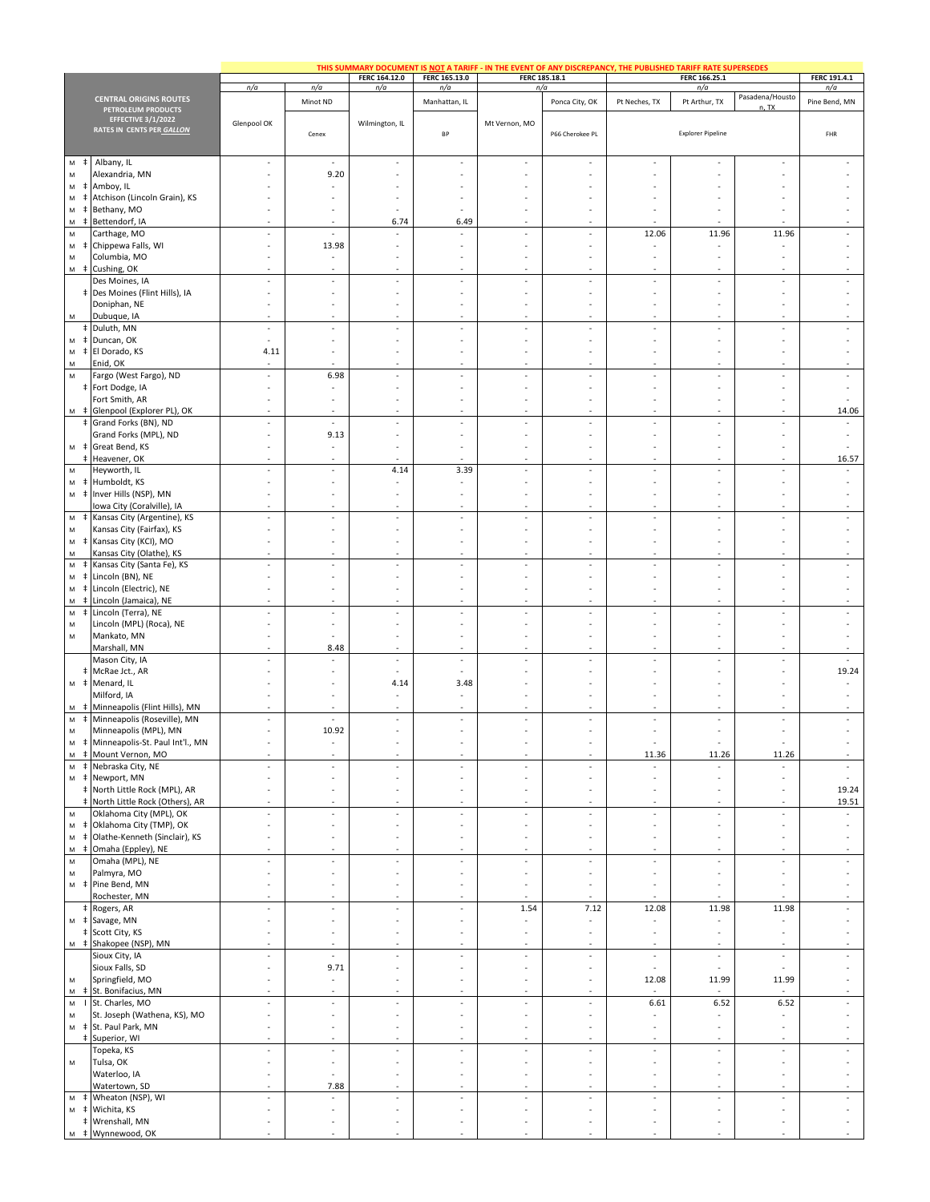THIS SUMMARY DOCUMENT IS **NOT** A TARIFF - IN THE EVENT OF ANY DISCREPANCY, THE PUBLISHED TARIFF RATE SUPERSEDES

| | | CENTRAL ORIGINS ROUTES PETROLEUM PRODUCTS EFFECTIVE 3/1/2022 RATES IN CENTS PER *GALLON* | | | FERC 164.12.0 | FERC 165.13.0 | FERC 185.18.1 | | FERC 166.25.1 | | | FERC 191.4.1 |
|---|---|---|---|---|---|---|---|---|---|---|---|---|
| | | | *n/a* | *n/a* | *n/a* | *n/a* | *n/a* | | *n/a* | | | *n/a* |
| | | | | Minot ND | | Manhattan, IL | | Ponca City, OK | Pt Neches, TX | Pt Arthur, TX | Pasadena/Houston, TX | Pine Bend, MN |
| | | | Glenpool OK | Cenex | Wilmington, IL | BP | Mt Vernon, MO | P66 Cherokee PL | Explorer Pipeline | | | FHR |
| M | ‡ | Albany, IL | - | - | - | - | - | - | - | - | - | - |
| M | | Alexandria, MN | - | 9.20 | - | - | - | - | - | - | - | - |
| M | ‡ | Amboy, IL | - | - | - | - | - | - | - | - | - | - |
| M | ‡ | Atchison (Lincoln Grain), KS | - | - | - | - | - | - | - | - | - | - |
| M | ‡ | Bethany, MO | - | - | - | - | - | - | - | - | - | - |
| M | ‡ | Bettendorf, IA | - | - | 6.74 | 6.49 | - | - | - | - | - | - |
| M | | Carthage, MO | - | - | - | - | - | - | 12.06 | 11.96 | 11.96 | - |
| M | ‡ | Chippewa Falls, WI | - | 13.98 | - | - | - | - | - | - | - | - |
| M | | Columbia, MO | - | - | - | - | - | - | - | - | - | - |
| M | ‡ | Cushing, OK | - | - | - | - | - | - | - | - | - | - |
| | | Des Moines, IA | - | - | - | - | - | - | - | - | - | - |
| | ‡ | Des Moines (Flint Hills), IA | - | - | - | - | - | - | - | - | - | - |
| | | Doniphan, NE | - | - | - | - | - | - | - | - | - | - |
| M | | Dubuque, IA | - | - | - | - | - | - | - | - | - | - |
| | ‡ | Duluth, MN | - | - | - | - | - | - | - | - | - | - |
| M | ‡ | Duncan, OK | - | - | - | - | - | - | - | - | - | - |
| M | ‡ | El Dorado, KS | 4.11 | - | - | - | - | - | - | - | - | - |
| M | | Enid, OK | - | - | - | - | - | - | - | - | - | - |
| M | | Fargo (West Fargo), ND | - | 6.98 | - | - | - | - | - | - | - | - |
| | ‡ | Fort Dodge, IA | - | - | - | - | - | - | - | - | - | - |
| | | Fort Smith, AR | - | - | - | - | - | - | - | - | - | - |
| M | ‡ | Glenpool (Explorer PL), OK | - | - | - | - | - | - | - | - | - | 14.06 |
| | ‡ | Grand Forks (BN), ND | - | - | - | - | - | - | - | - | - | - |
| | | Grand Forks (MPL), ND | - | 9.13 | - | - | - | - | - | - | - | - |
| M | ‡ | Great Bend, KS | - | - | - | - | - | - | - | - | - | - |
| | ‡ | Heavener, OK | - | - | - | - | - | - | - | - | - | 16.57 |
| M | | Heyworth, IL | - | - | 4.14 | 3.39 | - | - | - | - | - | - |
| M | ‡ | Humboldt, KS | - | - | - | - | - | - | - | - | - | - |
| M | ‡ | Inver Hills (NSP), MN | - | - | - | - | - | - | - | - | - | - |
| | | Iowa City (Coralville), IA | - | - | - | - | - | - | - | - | - | - |
| M | ‡ | Kansas City (Argentine), KS | - | - | - | - | - | - | - | - | - | - |
| M | | Kansas City (Fairfax), KS | - | - | - | - | - | - | - | - | - | - |
| M | ‡ | Kansas City (KCI), MO | - | - | - | - | - | - | - | - | - | - |
| M | | Kansas City (Olathe), KS | - | - | - | - | - | - | - | - | - | - |
| M | ‡ | Kansas City (Santa Fe), KS | - | - | - | - | - | - | - | - | - | - |
| M | ‡ | Lincoln (BN), NE | - | - | - | - | - | - | - | - | - | - |
| M | ‡ | Lincoln (Electric), NE | - | - | - | - | - | - | - | - | - | - |
| M | ‡ | Lincoln (Jamaica), NE | - | - | - | - | - | - | - | - | - | - |
| M | ‡ | Lincoln (Terra), NE | - | - | - | - | - | - | - | - | - | - |
| M | | Lincoln (MPL) (Roca), NE | - | - | - | - | - | - | - | - | - | - |
| M | | Mankato, MN | - | - | - | - | - | - | - | - | - | - |
| | | Marshall, MN | - | 8.48 | - | - | - | - | - | - | - | - |
| | | Mason City, IA | - | - | - | - | - | - | - | - | - | - |
| | ‡ | McRae Jct., AR | - | - | - | - | - | - | - | - | - | 19.24 |
| M | ‡ | Menard, IL | - | - | 4.14 | 3.48 | - | - | - | - | - | - |
| | | Milford, IA | - | - | - | - | - | - | - | - | - | - |
| M | ‡ | Minneapolis (Flint Hills), MN | - | - | - | - | - | - | - | - | - | - |
| M | ‡ | Minneapolis (Roseville), MN | - | - | - | - | - | - | - | - | - | - |
| M | | Minneapolis (MPL), MN | - | 10.92 | - | - | - | - | - | - | - | - |
| M | ‡ | Minneapolis-St. Paul Int'l., MN | - | - | - | - | - | - | - | - | - | - |
| M | ‡ | Mount Vernon, MO | - | - | - | - | - | - | 11.36 | 11.26 | 11.26 | - |
| M | ‡ | Nebraska City, NE | - | - | - | - | - | - | - | - | - | - |
| M | ‡ | Newport, MN | - | - | - | - | - | - | - | - | - | - |
| | ‡ | North Little Rock (MPL), AR | - | - | - | - | - | - | - | - | - | 19.24 |
| | ‡ | North Little Rock (Others), AR | - | - | - | - | - | - | - | - | - | 19.51 |
| M | | Oklahoma City (MPL), OK | - | - | - | - | - | - | - | - | - | - |
| M | ‡ | Oklahoma City (TMP), OK | - | - | - | - | - | - | - | - | - | - |
| M | ‡ | Olathe-Kenneth (Sinclair), KS | - | - | - | - | - | - | - | - | - | - |
| M | ‡ | Omaha (Eppley), NE | - | - | - | - | - | - | - | - | - | - |
| M | | Omaha (MPL), NE | - | - | - | - | - | - | - | - | - | - |
| M | | Palmyra, MO | - | - | - | - | - | - | - | - | - | - |
| M | ‡ | Pine Bend, MN | - | - | - | - | - | - | - | - | - | - |
| | | Rochester, MN | - | - | - | - | - | - | - | - | - | - |
| | ‡ | Rogers, AR | - | - | - | - | 1.54 | 7.12 | 12.08 | 11.98 | 11.98 | - |
| M | ‡ | Savage, MN | - | - | - | - | - | - | - | - | - | - |
| | ‡ | Scott City, KS | - | - | - | - | - | - | - | - | - | - |
| M | ‡ | Shakopee (NSP), MN | - | - | - | - | - | - | - | - | - | - |
| | | Sioux City, IA | - | - | - | - | - | - | - | - | - | - |
| | | Sioux Falls, SD | - | 9.71 | - | - | - | - | - | - | - | - |
| M | | Springfield, MO | - | - | - | - | - | - | 12.08 | 11.99 | 11.99 | - |
| M | ‡ | St. Bonifacius, MN | - | - | - | - | - | - | - | - | - | - |
| M | I | St. Charles, MO | - | - | - | - | - | - | 6.61 | 6.52 | 6.52 | - |
| M | | St. Joseph (Wathena, KS), MO | - | - | - | - | - | - | - | - | - | - |
| M | ‡ | St. Paul Park, MN | - | - | - | - | - | - | - | - | - | - |
| | ‡ | Superior, WI | - | - | - | - | - | - | - | - | - | - |
| | | Topeka, KS | - | - | - | - | - | - | - | - | - | - |
| M | | Tulsa, OK | - | - | - | - | - | - | - | - | - | - |
| | | Waterloo, IA | - | - | - | - | - | - | - | - | - | - |
| | | Watertown, SD | - | 7.88 | - | - | - | - | - | - | - | - |
| M | ‡ | Wheaton (NSP), WI | - | - | - | - | - | - | - | - | - | - |
| M | ‡ | Wichita, KS | - | - | - | - | - | - | - | - | - | - |
| | ‡ | Wrenshall, MN | - | - | - | - | - | - | - | - | - | - |
| M | ‡ | Wynnewood, OK | - | - | - | - | - | - | - | - | - | - |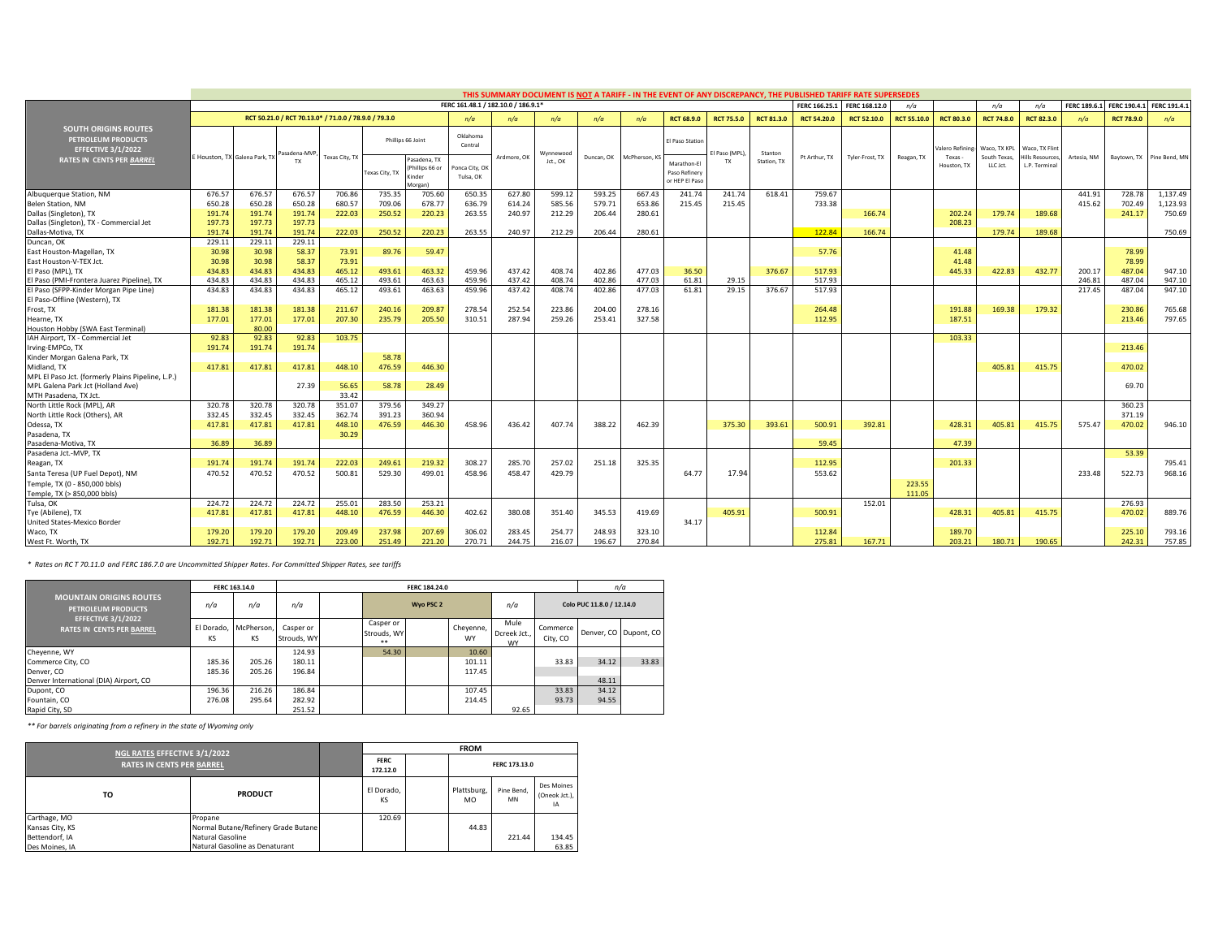**THIS SUMMARY DOCUMENT IS NOT A TARIFF - IN THE EVENT OF ANY DISCREPANCY, THE PUBLISHED TARIFF RATE SUPERSEDES**

| SOUTH ORIGINS ROUTES PETROLEUM PRODUCTS EFFECTIVE 3/1/2022 RATES IN CENTS PER BARREL | FERC 161.48.1 / 182.10.0 / 186.9.1* | | | | | | | | | | | | | | FERC 166.25.1 | FERC 168.12.0 | n/a | | n/a | n/a | FERC 189.6.1 | FERC 190.4.1 | FERC 191.4.1 |
|---|---|---|---|---|---|---|---|---|---|---|---|---|---|---|---|---|---|---|---|---|---|---|---|
| | RCT 50.21.0 / RCT 70.13.0* / 71.0.0 / 78.9.0 / 79.3.0 | | | | | | n/a | n/a | n/a | n/a | n/a | RCT 68.9.0 | RCT 75.5.0 | RCT 81.3.0 | RCT 54.20.0 | RCT 52.10.0 | RCT 55.10.0 | RCT 80.3.0 | RCT 74.8.0 | RCT 82.3.0 | n/a | RCT 78.9.0 | n/a |
| | | | | | Phillips 66 Joint | | Oklahoma Central | | | | | El Paso Station | | | | | | | | | | | |
| | E Houston, TX | Galena Park, TX | Pasadena-MVP, TX | Texas City, TX | Texas City, TX | Pasadena, TX (Phillips 66 or Kinder Morgan) | Ponca City, OK Tulsa, OK | Ardmore, OK | Wynnewood Jct., OK | Duncan, OK | McPherson, KS | Marathon-El Paso Refinery or HEP El Paso | El Paso (MPL), TX | Stanton Station, TX | Pt Arthur, TX | Tyler-Frost, TX | Reagan, TX | Valero Refining-Texas - Houston, TX | Waco, TX KPL South Texas, LLC Jct. | Waco, TX Flint Hills Resources, L.P. Terminal | Artesia, NM | Baytown, TX | Pine Bend, MN |
| Albuquerque Station, NM | 676.57 | 676.57 | 676.57 | 706.86 | 735.35 | 705.60 | 650.35 | 627.80 | 599.12 | 593.25 | 667.43 | 241.74 | 241.74 | 618.41 | 759.67 | | | | | | 441.91 | 728.78 | 1,137.49 |
| Belen Station, NM | 650.28 | 650.28 | 650.28 | 680.57 | 709.06 | 678.77 | 636.79 | 614.24 | 585.56 | 579.71 | 653.86 | 215.45 | 215.45 | | 733.38 | | | | | | 415.62 | 702.49 | 1,123.93 |
| Dallas (Singleton), TX | 191.74 | 191.74 | 191.74 | 222.03 | 250.52 | 220.23 | 263.55 | 240.97 | 212.29 | 206.44 | 280.61 | | | | | 166.74 | | 202.24 | 179.74 | 189.68 | | 241.17 | 750.69 |
| Dallas (Singleton), TX - Commercial Jet | 197.73 | 197.73 | 197.73 | | | | | | | | | | | | | | | 208.23 | | | | | |
| Dallas-Motiva, TX | 191.74 | 191.74 | 191.74 | 222.03 | 250.52 | 220.23 | 263.55 | 240.97 | 212.29 | 206.44 | 280.61 | | | | 122.84 | 166.74 | | | 179.74 | 189.68 | | | 750.69 |
| Duncan, OK | 229.11 | 229.11 | 229.11 | | | | | | | | | | | | | | | | | | | | |
| East Houston-Magellan, TX | 30.98 | 30.98 | 58.37 | 73.91 | 89.76 | 59.47 | | | | | | | | | 57.76 | | | 41.48 | | | | 78.99 | |
| East Houston-V-TEX Jct. | 30.98 | 30.98 | 58.37 | 73.91 | | | | | | | | | | | | | | 41.48 | | | | 78.99 | |
| El Paso (MPL), TX | 434.83 | 434.83 | 434.83 | 465.12 | 493.61 | 463.32 | 459.96 | 437.42 | 408.74 | 402.86 | 477.03 | 36.50 | | 376.67 | 517.93 | | | 445.33 | 422.83 | 432.77 | 200.17 | 487.04 | 947.10 |
| El Paso (PMI-Frontera Juarez Pipeline), TX | 434.83 | 434.83 | 434.83 | 465.12 | 493.61 | 463.63 | 459.96 | 437.42 | 408.74 | 402.86 | 477.03 | 61.81 | 29.15 | | 517.93 | | | | | | 246.81 | 487.04 | 947.10 |
| El Paso (SFPP-Kinder Morgan Pipe Line) | 434.83 | 434.83 | 434.83 | 465.12 | 493.61 | 463.63 | 459.96 | 437.42 | 408.74 | 402.86 | 477.03 | 61.81 | 29.15 | 376.67 | 517.93 | | | | | | 217.45 | 487.04 | 947.10 |
| El Paso-Offline (Western), TX | | | | | | | | | | | | | | | | | | | | | | | |
| Frost, TX | 181.38 | 181.38 | 181.38 | 211.67 | 240.16 | 209.87 | 278.54 | 252.54 | 223.86 | 204.00 | 278.16 | | | | 264.48 | | | 191.88 | 169.38 | 179.32 | | 230.86 | 765.68 |
| Hearne, TX | 177.01 | 177.01 | 177.01 | 207.30 | 235.79 | 205.50 | 310.51 | 287.94 | 259.26 | 253.41 | 327.58 | | | | 112.95 | | | 187.51 | | | | 213.46 | 797.65 |
| Houston Hobby (SWA East Terminal) | | 80.00 | | | | | | | | | | | | | | | | | | | | | |
| IAH Airport, TX - Commercial Jet | 92.83 | 92.83 | 92.83 | 103.75 | | | | | | | | | | | | | | 103.33 | | | | | |
| Irving-EMPCo, TX | 191.74 | 191.74 | 191.74 | | | | | | | | | | | | | | | | | | | 213.46 | |
| Kinder Morgan Galena Park, TX | | | | | 58.78 | | | | | | | | | | | | | | | | | | |
| Midland, TX | 417.81 | 417.81 | 417.81 | 448.10 | 476.59 | 446.30 | | | | | | | | | | | | | 405.81 | 415.75 | | 470.02 | |
| MPL El Paso Jct. (formerly Plains Pipeline, L.P.) | | | | | | | | | | | | | | | | | | | | | | | |
| MPL Galena Park Jct (Holland Ave) | | | 27.39 | 56.65 | 58.78 | 28.49 | | | | | | | | | | | | | | | | 69.70 | |
| MTH Pasadena, TX Jct. | | | | 33.42 | | | | | | | | | | | | | | | | | | | |
| North Little Rock (MPL), AR | 320.78 | 320.78 | 320.78 | 351.07 | 379.56 | 349.27 | | | | | | | | | | | | | | | | 360.23 | |
| North Little Rock (Others), AR | 332.45 | 332.45 | 332.45 | 362.74 | 391.23 | 360.94 | | | | | | | | | | | | | | | | 371.19 | |
| Odessa, TX | 417.81 | 417.81 | 417.81 | 448.10 | 476.59 | 446.30 | 458.96 | 436.42 | 407.74 | 388.22 | 462.39 | | 375.30 | 393.61 | 500.91 | 392.81 | | 428.31 | 405.81 | 415.75 | 575.47 | 470.02 | 946.10 |
| Pasadena, TX | | | | 30.29 | | | | | | | | | | | | | | | | | | | |
| Pasadena-Motiva, TX | 36.89 | 36.89 | | | | | | | | | | | | | 59.45 | | | 47.39 | | | | | |
| Pasadena Jct.-MVP, TX | | | | | | | | | | | | | | | | | | | | | | 53.39 | |
| Reagan, TX | 191.74 | 191.74 | 191.74 | 222.03 | 249.61 | 219.32 | 308.27 | 285.70 | 257.02 | 251.18 | 325.35 | | | | 112.95 | | | 201.33 | | | | | 795.41 |
| Santa Teresa (UP Fuel Depot), NM | 470.52 | 470.52 | 470.52 | 500.81 | 529.30 | 499.01 | 458.96 | 458.47 | 429.79 | | | 64.77 | 17.94 | | 553.62 | | | | | | 233.48 | 522.73 | 968.16 |
| Temple, TX (0 - 850,000 bbls) | | | | | | | | | | | | | | | | | 223.55 | | | | | | |
| Temple, TX (> 850,000 bbls) | | | | | | | | | | | | | | | | | 111.05 | | | | | | |
| Tulsa, OK | 224.72 | 224.72 | 224.72 | 255.01 | 283.50 | 253.21 | | | | | | | | | | 152.01 | | | | | | 276.93 | |
| Tye (Abilene), TX | 417.81 | 417.81 | 417.81 | 448.10 | 476.59 | 446.30 | 402.62 | 380.08 | 351.40 | 345.53 | 419.69 | | 405.91 | | 500.91 | | | 428.31 | 405.81 | 415.75 | | 470.02 | 889.76 |
| United States-Mexico Border | | | | | | | | | | | | 34.17 | | | | | | | | | | | |
| Waco, TX | 179.20 | 179.20 | 179.20 | 209.49 | 237.98 | 207.69 | 306.02 | 283.45 | 254.77 | 248.93 | 323.10 | | | | 112.84 | | | 189.70 | | | | 225.10 | 793.16 |
| West Ft. Worth, TX | 192.71 | 192.71 | 192.71 | 223.00 | 251.49 | 221.20 | 270.71 | 244.75 | 216.07 | 196.67 | 270.84 | | | | 275.81 | 167.71 | | 203.21 | 180.71 | 190.65 | | 242.31 | 757.85 |

*\* Rates on RC T 70.11.0 and FERC 186.7.0 are Uncommitted Shipper Rates. For Committed Shipper Rates, see tariffs*

| MOUNTAIN ORIGINS ROUTES PETROLEUM PRODUCTS EFFECTIVE 3/1/2022 RATES IN CENTS PER BARREL | FERC 163.14.0 | | FERC 184.24.0 | | | | n/a | | |
|---|---|---|---|---|---|---|---|---|---|
| | n/a | n/a | n/a | Wyo PSC 2 | | n/a | Colo PUC 11.8.0 / 12.14.0 | | |
| | El Dorado, KS | McPherson, KS | Casper or Strouds, WY | Casper or Strouds, WY ** | Cheyenne, WY | Mule Dcreek Jct., WY | Commerce City, CO | Denver, CO | Dupont, CO |
| Cheyenne, WY | | | 124.93 | 54.30 | 10.60 | | | | |
| Commerce City, CO | 185.36 | 205.26 | 180.11 | | 101.11 | | 33.83 | 34.12 | 33.83 |
| Denver, CO | 185.36 | 205.26 | 196.84 | | 117.45 | | | | |
| Denver International (DIA) Airport, CO | | | | | | | | 48.11 | |
| Dupont, CO | 196.36 | 216.26 | 186.84 | | 107.45 | | 33.83 | 34.12 | |
| Fountain, CO | 276.08 | 295.64 | 282.92 | | 214.45 | | 93.73 | 94.55 | |
| Rapid City, SD | | | 251.52 | | | 92.65 | | | |

*\*\* For barrels originating from a refinery in the state of Wyoming only*

| NGL RATES EFFECTIVE 3/1/2022 RATES IN CENTS PER BARREL | | FROM | | | |
|---|---|---|---|---|---|
| | | FERC 172.12.0 | FERC 173.13.0 | | |
| TO | PRODUCT | El Dorado, KS | Plattsburg, MO | Pine Bend, MN | Des Moines (Oneok Jct.), IA |
| Carthage, MO | Propane | 120.69 | | | |
| Kansas City, KS | Normal Butane/Refinery Grade Butane | | 44.83 | | |
| Bettendorf, IA | Natural Gasoline | | | 221.44 | 134.45 |
| Des Moines, IA | Natural Gasoline as Denaturant | | | | 63.85 |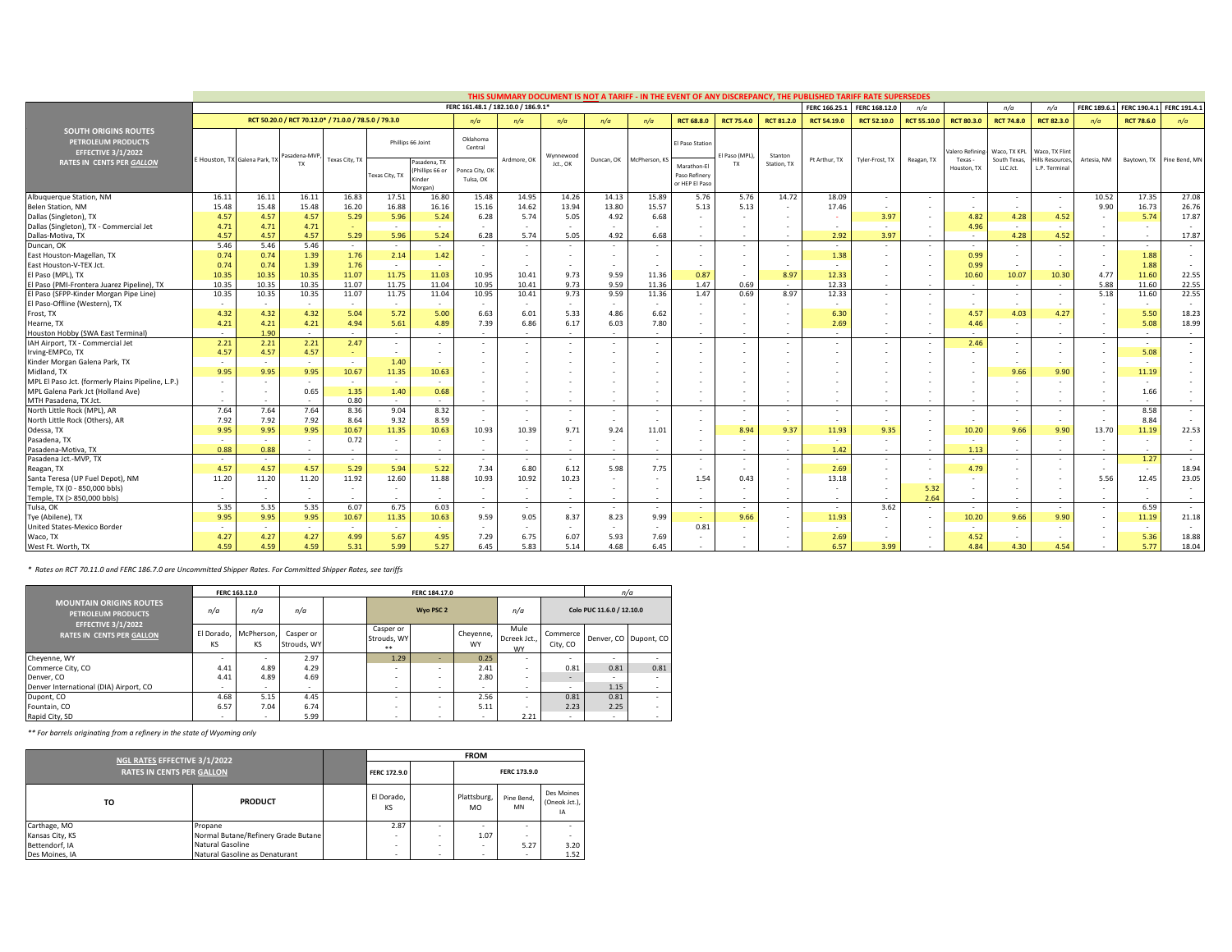**THIS SUMMARY DOCUMENT IS NOT A TARIFF - IN THE EVENT OF ANY DISCREPANCY, THE PUBLISHED TARIFF RATE SUPERSEDES**

| SOUTH ORIGINS ROUTES PETROLEUM PRODUCTS EFFECTIVE 3/1/2022 RATES IN CENTS PER *GALLON* | FERC 161.48.1 / 182.10.0 / 186.9.1* | | | | | | | | | | | | | | FERC 166.25.1 | FERC 168.12.0 | n/a | | n/a | n/a | FERC 189.6.1 | FERC 190.4.1 | FERC 191.4.1 |
|---|---|---|---|---|---|---|---|---|---|---|---|---|---|---|---|---|---|---|---|---|---|---|---|
| | RCT 50.20.0 / RCT 70.12.0* / 71.0.0 / 78.5.0 / 79.3.0 | | | | | | n/a | n/a | n/a | n/a | n/a | RCT 68.8.0 | RCT 75.4.0 | RCT 81.2.0 | RCT 54.19.0 | RCT 52.10.0 | RCT 55.10.0 | RCT 80.3.0 | RCT 74.8.0 | RCT 82.3.0 | n/a | RCT 78.6.0 | n/a |
| | | | | | Phillips 66 Joint | | Oklahoma Central | | | | | El Paso Station | | | | | | | | | | | |
| | E Houston, TX | Galena Park, TX | Pasadena-MVP, TX | Texas City, TX | Texas City, TX | Pasadena, TX (Phillips 66 or Kinder Morgan) | Ponca City, OK Tulsa, OK | Ardmore, OK | Wynnewood Jct., OK | Duncan, OK | McPherson, KS | Marathon-El Paso Refinery or HEP El Paso | El Paso (MPL), TX | Stanton Station, TX | Pt Arthur, TX | Tyler-Frost, TX | Reagan, TX | Valero Refining-Texas - Houston, TX | Waco, TX KPL South Texas, LLC Jct. | Waco, TX Flint Hills Resources, L.P. Terminal | Artesia, NM | Baytown, TX | Pine Bend, MN |
| Albuquerque Station, NM | 16.11 | 16.11 | 16.11 | 16.83 | 17.51 | 16.80 | 15.48 | 14.95 | 14.26 | 14.13 | 15.89 | 5.76 | 5.76 | 14.72 | 18.09 | - | - | - | - | - | 10.52 | 17.35 | 27.08 |
| Belen Station, NM | 15.48 | 15.48 | 15.48 | 16.20 | 16.88 | 16.16 | 15.16 | 14.62 | 13.94 | 13.80 | 15.57 | 5.13 | 5.13 | - | 17.46 | - | - | - | - | - | 9.90 | 16.73 | 26.76 |
| Dallas (Singleton), TX | 4.57 | 4.57 | 4.57 | 5.29 | 5.96 | 5.24 | 6.28 | 5.74 | 5.05 | 4.92 | 6.68 | - | - | - | - | 3.97 | - | 4.82 | 4.28 | 4.52 | - | 5.74 | 17.87 |
| Dallas (Singleton), TX - Commercial Jet | 4.71 | 4.71 | 4.71 | - | - | - | - | - | - | - | - | - | - | - | - | - | - | 4.96 | - | - | - | - | - |
| Dallas-Motiva, TX | 4.57 | 4.57 | 4.57 | 5.29 | 5.96 | 5.24 | 6.28 | 5.74 | 5.05 | 4.92 | 6.68 | - | - | - | 2.92 | 3.97 | - | - | 4.28 | 4.52 | - | - | 17.87 |
| Duncan, OK | 5.46 | 5.46 | 5.46 | - | - | - | - | - | - | - | - | - | - | - | - | - | - | - | - | - | - | - | - |
| East Houston-Magellan, TX | 0.74 | 0.74 | 1.39 | 1.76 | 2.14 | 1.42 | - | - | - | - | - | - | - | - | 1.38 | - | - | 0.99 | - | - | - | 1.88 | - |
| East Houston-V-TEX Jct. | 0.74 | 0.74 | 1.39 | 1.76 | - | - | - | - | - | - | - | - | - | - | - | - | - | 0.99 | - | - | - | 1.88 | - |
| El Paso (MPL), TX | 10.35 | 10.35 | 10.35 | 11.07 | 11.75 | 11.03 | 10.95 | 10.41 | 9.73 | 9.59 | 11.36 | 0.87 | - | 8.97 | 12.33 | - | - | 10.60 | 10.07 | 10.30 | 4.77 | 11.60 | 22.55 |
| El Paso (PMI-Frontera Juarez Pipeline), TX | 10.35 | 10.35 | 10.35 | 11.07 | 11.75 | 11.04 | 10.95 | 10.41 | 9.73 | 9.59 | 11.36 | 1.47 | 0.69 | - | 12.33 | - | - | - | - | - | 5.88 | 11.60 | 22.55 |
| El Paso (SFPP-Kinder Morgan Pipe Line) | 10.35 | 10.35 | 10.35 | 11.07 | 11.75 | 11.04 | 10.95 | 10.41 | 9.73 | 9.59 | 11.36 | 1.47 | 0.69 | 8.97 | 12.33 | - | - | - | - | - | 5.18 | 11.60 | 22.55 |
| El Paso-Offline (Western), TX | - | - | - | - | - | - | - | - | - | - | - | - | - | - | - | - | - | - | - | - | - | - | - |
| Frost, TX | 4.32 | 4.32 | 4.32 | 5.04 | 5.72 | 5.00 | 6.63 | 6.01 | 5.33 | 4.86 | 6.62 | - | - | - | 6.30 | - | - | 4.57 | 4.03 | 4.27 | - | 5.50 | 18.23 |
| Hearne, TX | 4.21 | 4.21 | 4.21 | 4.94 | 5.61 | 4.89 | 7.39 | 6.86 | 6.17 | 6.03 | 7.80 | - | - | - | 2.69 | - | - | 4.46 | - | - | - | 5.08 | 18.99 |
| Houston Hobby (SWA East Terminal) | - | 1.90 | - | - | - | - | - | - | - | - | - | - | - | - | - | - | - | - | - | - | - | - | - |
| IAH Airport, TX - Commercial Jet | 2.21 | 2.21 | 2.21 | 2.47 | - | - | - | - | - | - | - | - | - | - | - | - | - | 2.46 | - | - | - | - | - |
| Irving-EMPCo, TX | 4.57 | 4.57 | 4.57 | - | - | - | - | - | - | - | - | - | - | - | - | - | - | - | - | - | - | 5.08 | - |
| Kinder Morgan Galena Park, TX | - | - | - | - | 1.40 | - | - | - | - | - | - | - | - | - | - | - | - | - | - | - | - | - | - |
| Midland, TX | 9.95 | 9.95 | 9.95 | 10.67 | 11.35 | 10.63 | - | - | - | - | - | - | - | - | - | - | - | - | 9.66 | 9.90 | - | 11.19 | - |
| MPL El Paso Jct. (formerly Plains Pipeline, L.P.) | - | - | - | - | - | - | - | - | - | - | - | - | - | - | - | - | - | - | - | - | - | - | - |
| MPL Galena Park Jct (Holland Ave) | - | - | 0.65 | 1.35 | 1.40 | 0.68 | - | - | - | - | - | - | - | - | - | - | - | - | - | - | - | 1.66 | - |
| MTH Pasadena, TX Jct. | - | - | - | 0.80 | - | - | - | - | - | - | - | - | - | - | - | - | - | - | - | - | - | - | - |
| North Little Rock (MPL), AR | 7.64 | 7.64 | 7.64 | 8.36 | 9.04 | 8.32 | - | - | - | - | - | - | - | - | - | - | - | - | - | - | - | 8.58 | - |
| North Little Rock (Others), AR | 7.92 | 7.92 | 7.92 | 8.64 | 9.32 | 8.59 | - | - | - | - | - | - | - | - | - | - | - | - | - | - | - | 8.84 | - |
| Odessa, TX | 9.95 | 9.95 | 9.95 | 10.67 | 11.35 | 10.63 | 10.93 | 10.39 | 9.71 | 9.24 | 11.01 | - | 8.94 | 9.37 | 11.93 | 9.35 | - | 10.20 | 9.66 | 9.90 | 13.70 | 11.19 | 22.53 |
| Pasadena, TX | - | - | - | 0.72 | - | - | - | - | - | - | - | - | - | - | - | - | - | - | - | - | - | - | - |
| Pasadena-Motiva, TX | 0.88 | 0.88 | - | - | - | - | - | - | - | - | - | - | - | - | 1.42 | - | - | 1.13 | - | - | - | - | - |
| Pasadena Jct.-MVP, TX | - | - | - | - | - | - | - | - | - | - | - | - | - | - | - | - | - | - | - | - | - | 1.27 | - |
| Reagan, TX | 4.57 | 4.57 | 4.57 | 5.29 | 5.94 | 5.22 | 7.34 | 6.80 | 6.12 | 5.98 | 7.75 | - | - | - | 2.69 | - | - | 4.79 | - | - | - | - | 18.94 |
| Santa Teresa (UP Fuel Depot), NM | 11.20 | 11.20 | 11.20 | 11.92 | 12.60 | 11.88 | 10.93 | 10.92 | 10.23 | - | - | 1.54 | 0.43 | - | 13.18 | - | - | - | - | - | 5.56 | 12.45 | 23.05 |
| Temple, TX (0 - 850,000 bbls) | - | - | - | - | - | - | - | - | - | - | - | - | - | - | - | - | 5.32 | - | - | - | - | - | - |
| Temple, TX (> 850,000 bbls) | - | - | - | - | - | - | - | - | - | - | - | - | - | - | - | - | 2.64 | - | - | - | - | - | - |
| Tulsa, OK | 5.35 | 5.35 | 5.35 | 6.07 | 6.75 | 6.03 | - | - | - | - | - | - | - | - | - | 3.62 | - | - | - | - | - | 6.59 | - |
| Tye (Abilene), TX | 9.95 | 9.95 | 9.95 | 10.67 | 11.35 | 10.63 | 9.59 | 9.05 | 8.37 | 8.23 | 9.99 | - | 9.66 | - | 11.93 | - | - | 10.20 | 9.66 | 9.90 | - | 11.19 | 21.18 |
| United States-Mexico Border | - | - | - | - | - | - | - | - | - | - | - | 0.81 | - | - | - | - | - | - | - | - | - | - | - |
| Waco, TX | 4.27 | 4.27 | 4.27 | 4.99 | 5.67 | 4.95 | 7.29 | 6.75 | 6.07 | 5.93 | 7.69 | - | - | - | 2.69 | - | - | 4.52 | - | - | - | 5.36 | 18.88 |
| West Ft. Worth, TX | 4.59 | 4.59 | 4.59 | 5.31 | 5.99 | 5.27 | 6.45 | 5.83 | 5.14 | 4.68 | 6.45 | - | - | - | 6.57 | 3.99 | - | 4.84 | 4.30 | 4.54 | - | 5.77 | 18.04 |

*\* Rates on RCT 70.11.0 and FERC 186.7.0 are Uncommitted Shipper Rates. For Committed Shipper Rates, see tariffs*

| MOUNTAIN ORIGINS ROUTES PETROLEUM PRODUCTS EFFECTIVE 3/1/2022 RATES IN CENTS PER GALLON | FERC 163.12.0 | | FERC 184.17.0 | | | | | | n/a | | |
|---|---|---|---|---|---|---|---|---|---|---|---|
| | n/a | n/a | n/a | | Wyo PSC 2 | | | n/a | Colo PUC 11.6.0 / 12.10.0 | | |
| | El Dorado, KS | McPherson, KS | Casper or Strouds, WY | | Casper or Strouds, WY ** | | Cheyenne, WY | Mule Dcreek Jct., WY | Commerce City, CO | Denver, CO | Dupont, CO |
| Cheyenne, WY | - | - | 2.97 | | 1.29 | - | 0.25 | - | - | - | - |
| Commerce City, CO | 4.41 | 4.89 | 4.29 | | - | - | 2.41 | - | 0.81 | 0.81 | 0.81 |
| Denver, CO | 4.41 | 4.89 | 4.69 | | - | - | 2.80 | - | - | - | - |
| Denver International (DIA) Airport, CO | - | - | - | | - | - | - | - | - | 1.15 | - |
| Dupont, CO | 4.68 | 5.15 | 4.45 | | - | - | 2.56 | - | 0.81 | 0.81 | - |
| Fountain, CO | 6.57 | 7.04 | 6.74 | | - | - | 5.11 | - | 2.23 | 2.25 | - |
| Rapid City, SD | - | - | 5.99 | | - | - | - | 2.21 | - | - | - |

*\*\* For barrels originating from a refinery in the state of Wyoming only*

| NGL RATES EFFECTIVE 3/1/2022 RATES IN CENTS PER GALLON | | FROM | | | | |
|---|---|---|---|---|---|---|
| | | FERC 172.9.0 | | FERC 173.9.0 | | |
| TO | PRODUCT | El Dorado, KS | | Plattsburg, MO | Pine Bend, MN | Des Moines (Oneok Jct.), IA |
| Carthage, MO | Propane | 2.87 | - | - | - | - |
| Kansas City, KS | Normal Butane/Refinery Grade Butane | - | - | 1.07 | - | - |
| Bettendorf, IA | Natural Gasoline | - | - | - | 5.27 | 3.20 |
| Des Moines, IA | Natural Gasoline as Denaturant | - | - | - | - | 1.52 |